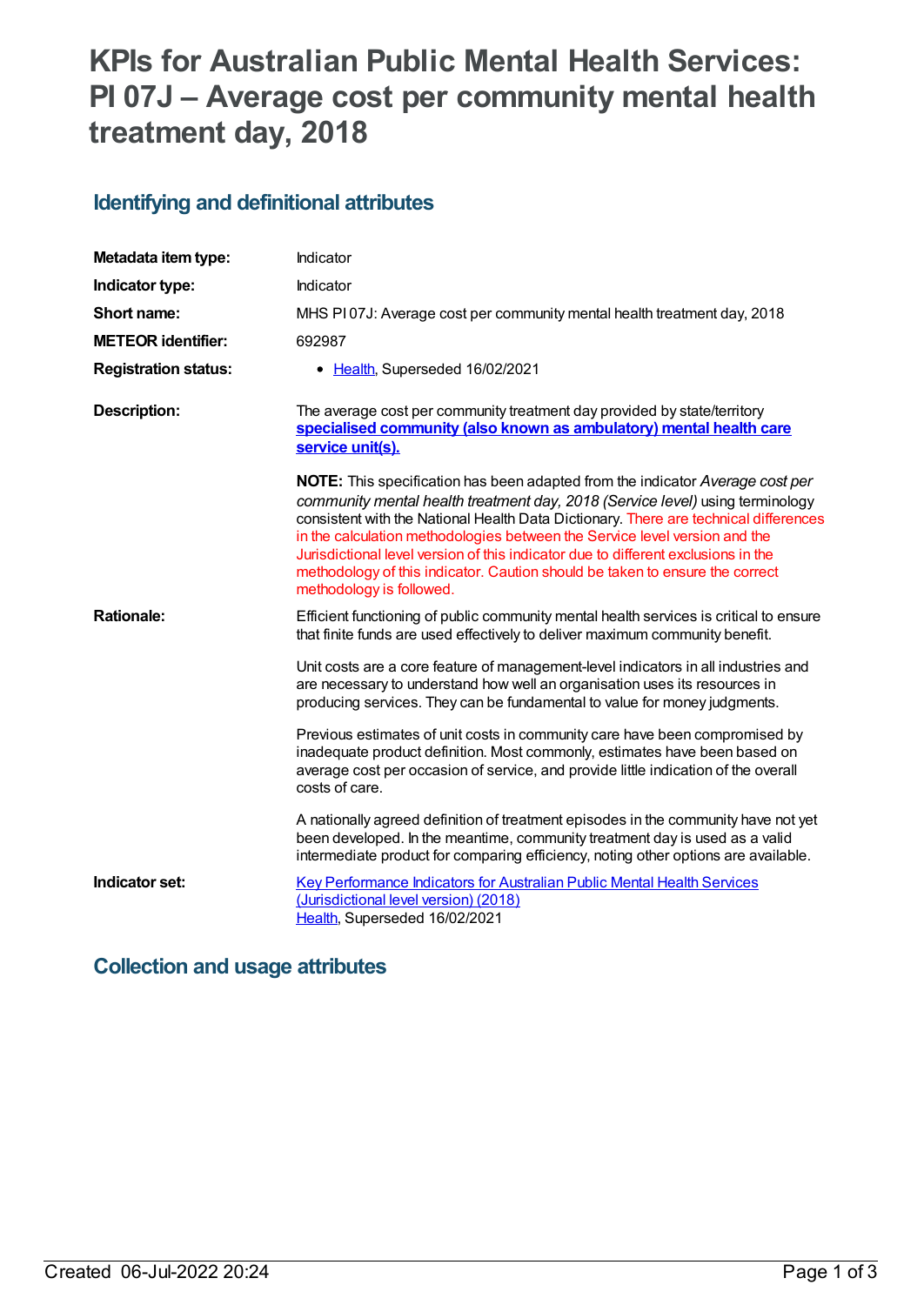# KPIs for Australian Public Mental Health Services: PI 07J – Average cost per community mental health treatment day, 2018

## Identifying and definitional attributes

| | |
|---|---|
| **Metadata item type:** | Indicator |
| **Indicator type:** | Indicator |
| **Short name:** | MHS PI 07J: Average cost per community mental health treatment day, 2018 |
| **METEOR identifier:** | 692987 |
| **Registration status:** | • Health, Superseded 16/02/2021 |
| **Description:** | The average cost per community treatment day provided by state/territory **specialised community (also known as ambulatory) mental health care service unit(s).**<br><br>**NOTE:** This specification has been adapted from the indicator *Average cost per community mental health treatment day, 2018 (Service level)* using terminology consistent with the National Health Data Dictionary. There are technical differences in the calculation methodologies between the Service level version and the Jurisdictional level version of this indicator due to different exclusions in the methodology of this indicator. Caution should be taken to ensure the correct methodology is followed. |
| **Rationale:** | Efficient functioning of public community mental health services is critical to ensure that finite funds are used effectively to deliver maximum community benefit.<br><br>Unit costs are a core feature of management-level indicators in all industries and are necessary to understand how well an organisation uses its resources in producing services. They can be fundamental to value for money judgments.<br><br>Previous estimates of unit costs in community care have been compromised by inadequate product definition. Most commonly, estimates have been based on average cost per occasion of service, and provide little indication of the overall costs of care.<br><br>A nationally agreed definition of treatment episodes in the community have not yet been developed. In the meantime, community treatment day is used as a valid intermediate product for comparing efficiency, noting other options are available. |
| **Indicator set:** | Key Performance Indicators for Australian Public Mental Health Services (Jurisdictional level version) (2018)<br>Health, Superseded 16/02/2021 |

## Collection and usage attributes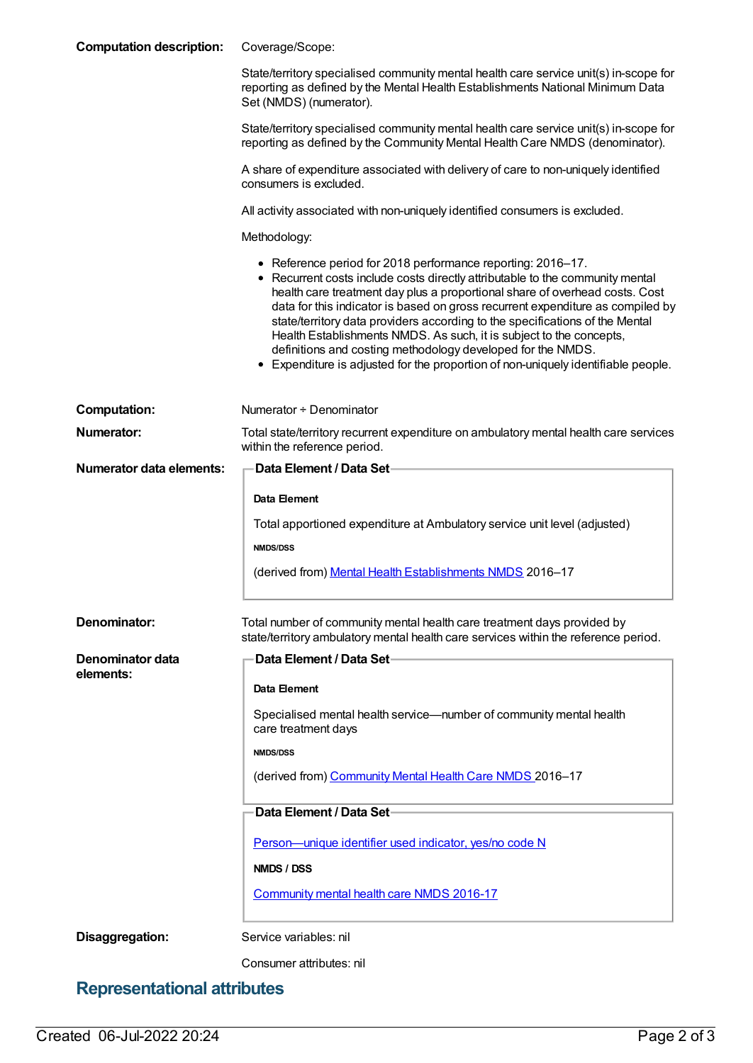**Computation description:**

Coverage/Scope:

State/territory specialised community mental health care service unit(s) in-scope for reporting as defined by the Mental Health Establishments National Minimum Data Set (NMDS) (numerator).

State/territory specialised community mental health care service unit(s) in-scope for reporting as defined by the Community Mental Health Care NMDS (denominator).

A share of expenditure associated with delivery of care to non-uniquely identified consumers is excluded.

All activity associated with non-uniquely identified consumers is excluded.

Methodology:

- Reference period for 2018 performance reporting: 2016–17.
- Recurrent costs include costs directly attributable to the community mental health care treatment day plus a proportional share of overhead costs. Cost data for this indicator is based on gross recurrent expenditure as compiled by state/territory data providers according to the specifications of the Mental Health Establishments NMDS. As such, it is subject to the concepts, definitions and costing methodology developed for the NMDS.
- Expenditure is adjusted for the proportion of non-uniquely identifiable people.

**Computation:** Numerator ÷ Denominator

**Numerator:** Total state/territory recurrent expenditure on ambulatory mental health care services within the reference period.

**Numerator data elements:**

**Data Element / Data Set**

**Data Element**

Total apportioned expenditure at Ambulatory service unit level (adjusted)

**NMDS/DSS**

(derived from) Mental Health Establishments NMDS 2016–17

**Denominator:** Total number of community mental health care treatment days provided by state/territory ambulatory mental health care services within the reference period.

**Denominator data elements:**

**Data Element / Data Set**

**Data Element**

Specialised mental health service—number of community mental health care treatment days

**NMDS/DSS**

(derived from) Community Mental Health Care NMDS 2016–17

**Data Element / Data Set**

Person—unique identifier used indicator, yes/no code N

**NMDS / DSS**

Community mental health care NMDS 2016-17

**Disaggregation:**

Service variables: nil

Consumer attributes: nil

## Representational attributes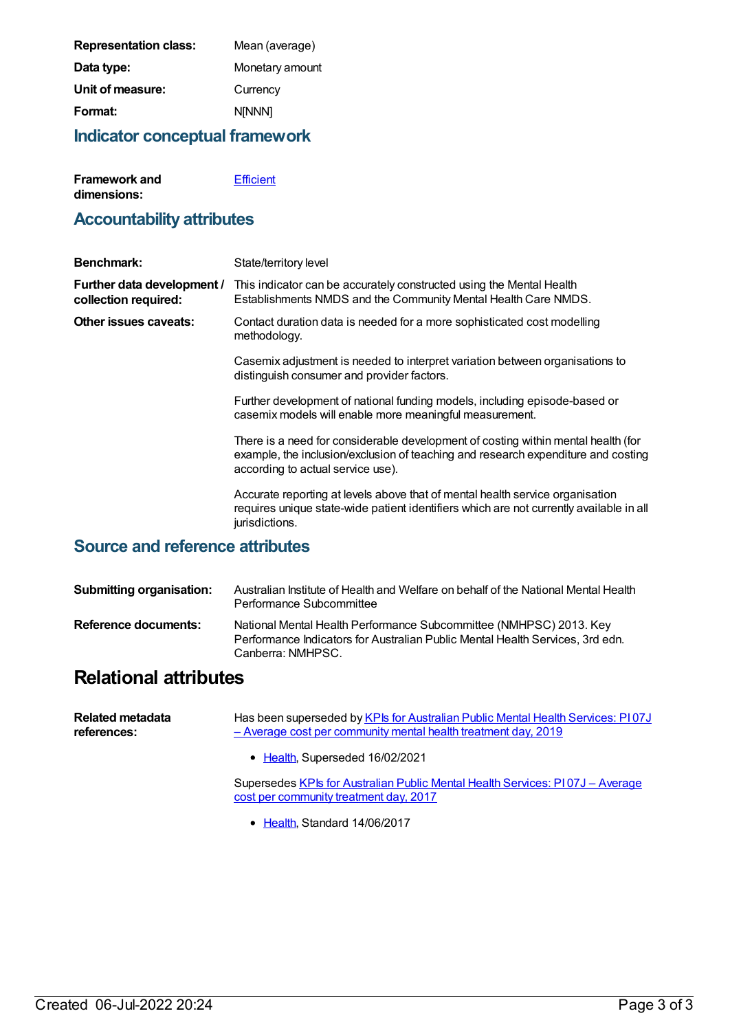| | |
|---|---|
| **Representation class:** | Mean (average) |
| **Data type:** | Monetary amount |
| **Unit of measure:** | Currency |
| **Format:** | N[NNN] |

## Indicator conceptual framework

| | |
|---|---|
| **Framework and dimensions:** | Efficient |

## Accountability attributes

| | |
|---|---|
| **Benchmark:** | State/territory level |
| **Further data development / collection required:** | This indicator can be accurately constructed using the Mental Health Establishments NMDS and the Community Mental Health Care NMDS. |
| **Other issues caveats:** | Contact duration data is needed for a more sophisticated cost modelling methodology. |

Casemix adjustment is needed to interpret variation between organisations to distinguish consumer and provider factors.

Further development of national funding models, including episode-based or casemix models will enable more meaningful measurement.

There is a need for considerable development of costing within mental health (for example, the inclusion/exclusion of teaching and research expenditure and costing according to actual service use).

Accurate reporting at levels above that of mental health service organisation requires unique state-wide patient identifiers which are not currently available in all jurisdictions.

## Source and reference attributes

| | |
|---|---|
| **Submitting organisation:** | Australian Institute of Health and Welfare on behalf of the National Mental Health Performance Subcommittee |
| **Reference documents:** | National Mental Health Performance Subcommittee (NMHPSC) 2013. Key Performance Indicators for Australian Public Mental Health Services, 3rd edn. Canberra: NMHPSC. |

# Relational attributes

| | |
|---|---|
| **Related metadata references:** | Has been superseded by KPIs for Australian Public Mental Health Services: PI 07J – Average cost per community mental health treatment day, 2019 |

- Health, Superseded 16/02/2021

Supersedes KPIs for Australian Public Mental Health Services: PI 07J – Average cost per community treatment day, 2017

- Health, Standard 14/06/2017